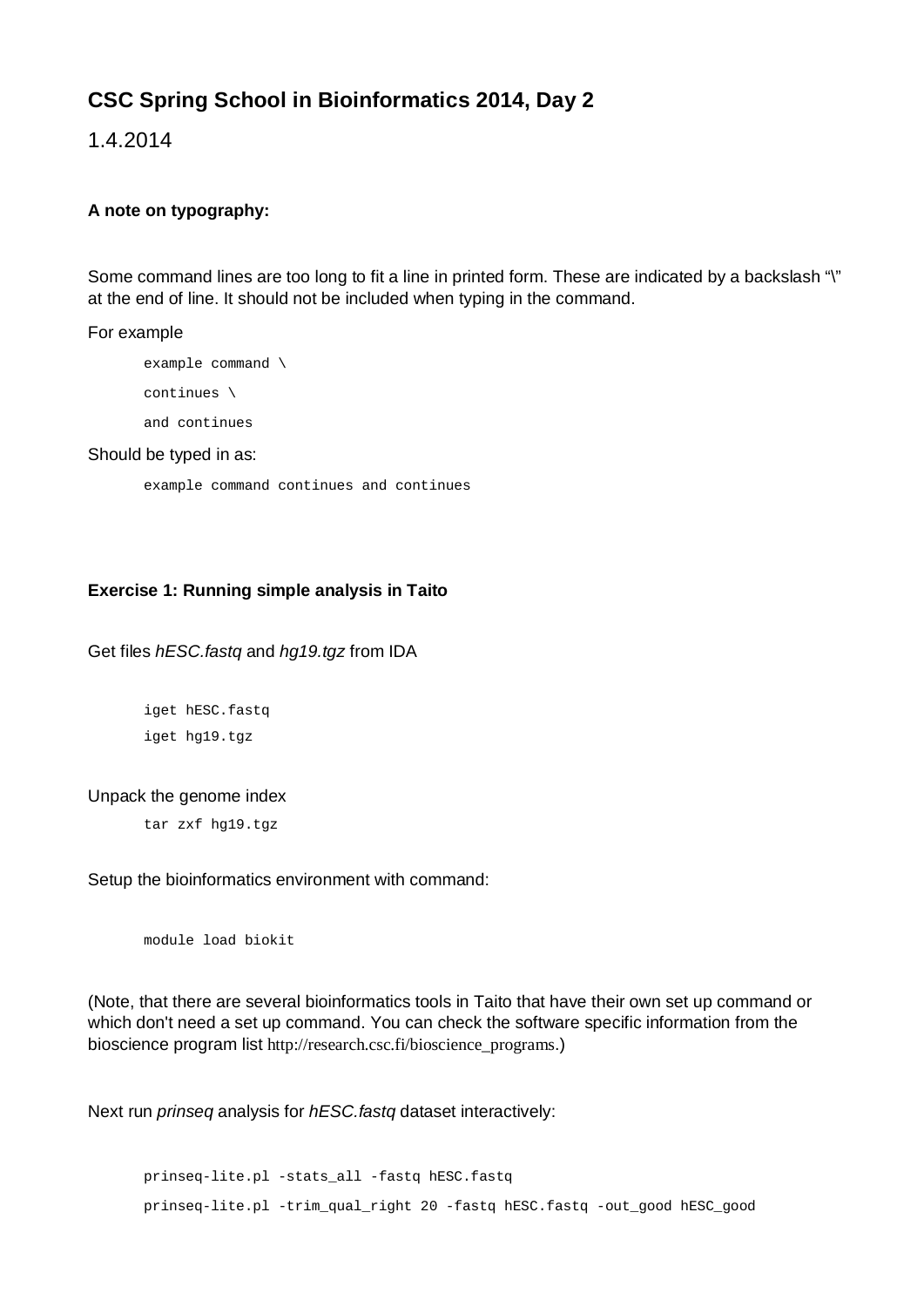# CSC Spring School in Bioinformatics 2014, Day 2

1.4.2014

**A note on typography:**

Some command lines are too long to fit a line in printed form. These are indicated by a backslash "\" at the end of line. It should not be included when typing in the command.

For example

```
example command \
continues \
and continues
```

Should be typed in as:

```
example command continues and continues
```

**Exercise 1: Running simple analysis in Taito**

Get files *hESC.fastq* and *hg19.tgz* from IDA

```
iget hESC.fastq
iget hg19.tgz
```

Unpack the genome index

```
tar zxf hg19.tgz
```

Setup the bioinformatics environment with command:

```
module load biokit
```

(Note, that there are several bioinformatics tools in Taito that have their own set up command or which don't need a set up command. You can check the software specific information from the bioscience program list http://research.csc.fi/bioscience_programs.)

Next run *prinseq* analysis for *hESC.fastq* dataset interactively:

```
prinseq-lite.pl -stats_all -fastq hESC.fastq
prinseq-lite.pl -trim_qual_right 20 -fastq hESC.fastq -out_good hESC_good
```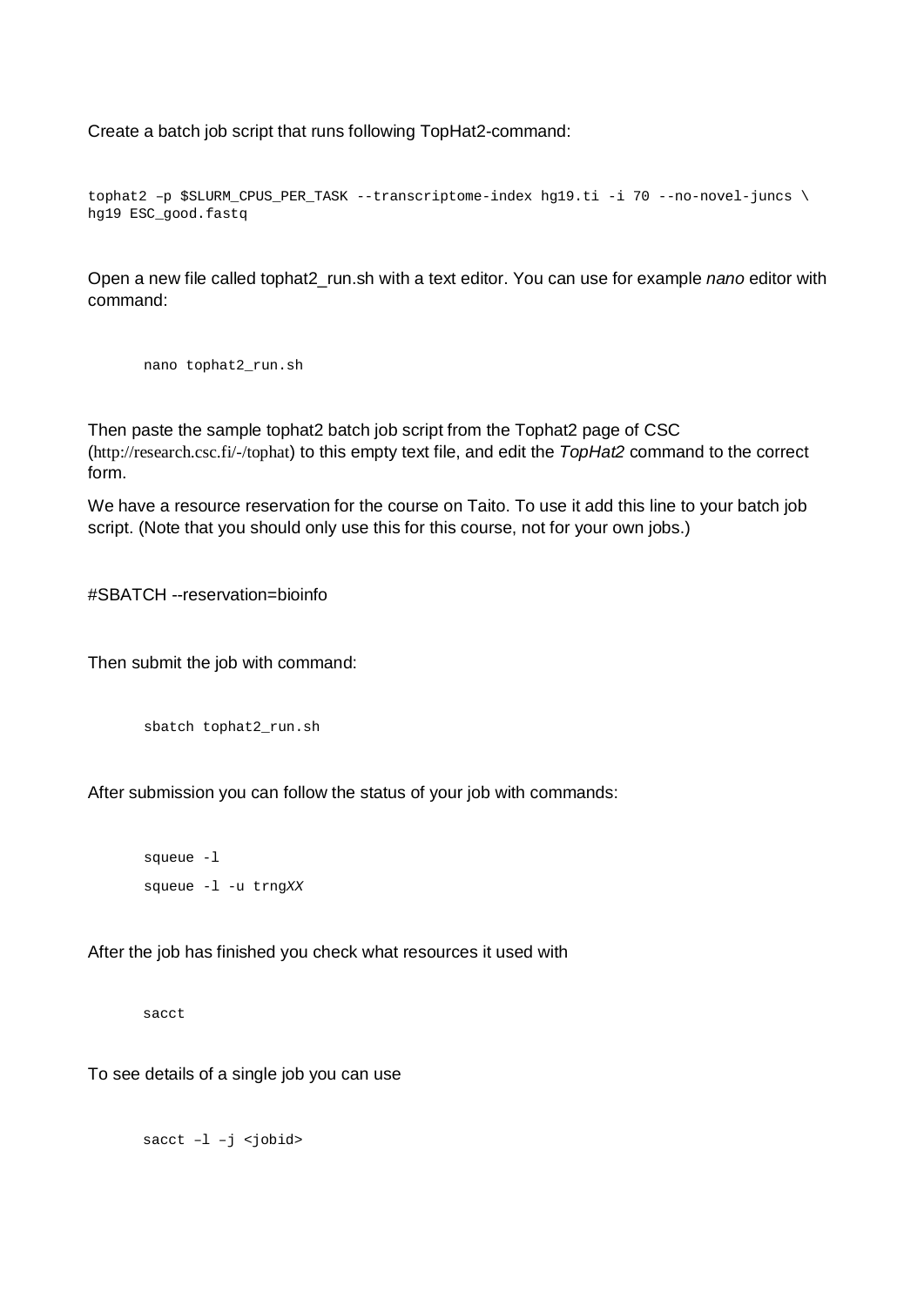Create a batch job script that runs following TopHat2-command:

```
tophat2 –p $SLURM_CPUS_PER_TASK --transcriptome-index hg19.ti -i 70 --no-novel-juncs \
hg19 ESC_good.fastq
```

Open a new file called tophat2_run.sh with a text editor. You can use for example *nano* editor with command:

```
nano tophat2_run.sh
```

Then paste the sample tophat2 batch job script from the Tophat2 page of CSC (http://research.csc.fi/-/tophat) to this empty text file, and edit the *TopHat2* command to the correct form.

We have a resource reservation for the course on Taito. To use it add this line to your batch job script. (Note that you should only use this for this course, not for your own jobs.)

```
#SBATCH --reservation=bioinfo
```

Then submit the job with command:

```
sbatch tophat2_run.sh
```

After submission you can follow the status of your job with commands:

```
squeue -l
squeue -l -u trngXX
```

After the job has finished you check what resources it used with

```
sacct
```

To see details of a single job you can use

```
sacct –l –j <jobid>
```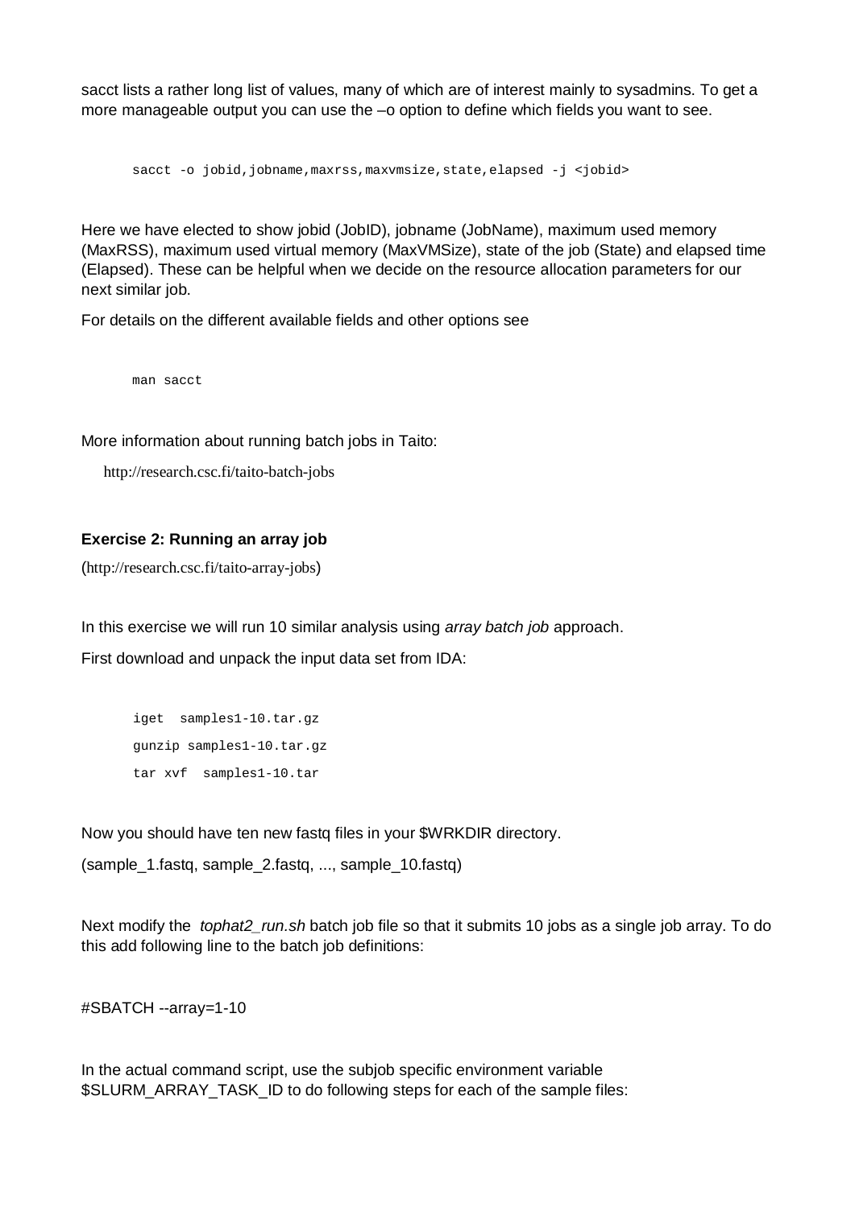sacct lists a rather long list of values, many of which are of interest mainly to sysadmins. To get a more manageable output you can use the –o option to define which fields you want to see.

```
sacct -o jobid,jobname,maxrss,maxvmsize,state,elapsed -j <jobid>
```

Here we have elected to show jobid (JobID), jobname (JobName), maximum used memory (MaxRSS), maximum used virtual memory (MaxVMSize), state of the job (State) and elapsed time (Elapsed). These can be helpful when we decide on the resource allocation parameters for our next similar job.

For details on the different available fields and other options see

```
man sacct
```

More information about running batch jobs in Taito:

http://research.csc.fi/taito-batch-jobs

### Exercise 2: Running an array job

(http://research.csc.fi/taito-array-jobs)

In this exercise we will run 10 similar analysis using *array batch job* approach.

First download and unpack the input data set from IDA:

```
iget  samples1-10.tar.gz
gunzip samples1-10.tar.gz
tar xvf  samples1-10.tar
```

Now you should have ten new fastq files in your $WRKDIR directory.

(sample_1.fastq, sample_2.fastq, ..., sample_10.fastq)

Next modify the *tophat2_run.sh* batch job file so that it submits 10 jobs as a single job array. To do this add following line to the batch job definitions:

```
#SBATCH --array=1-10
```

In the actual command script, use the subjob specific environment variable $SLURM_ARRAY_TASK_ID to do following steps for each of the sample files: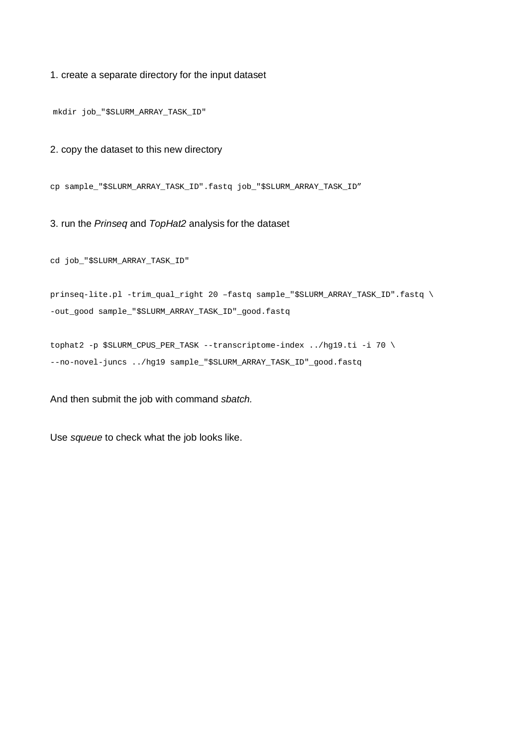1. create a separate directory for the input dataset

```
mkdir job_"$SLURM_ARRAY_TASK_ID"
```

2. copy the dataset to this new directory

```
cp sample_"$SLURM_ARRAY_TASK_ID".fastq job_"$SLURM_ARRAY_TASK_ID”
```

3. run the *Prinseq* and *TopHat2* analysis for the dataset

```
cd job_"$SLURM_ARRAY_TASK_ID"

prinseq-lite.pl -trim_qual_right 20 –fastq sample_"$SLURM_ARRAY_TASK_ID".fastq \
-out_good sample_"$SLURM_ARRAY_TASK_ID"_good.fastq

tophat2 -p $SLURM_CPUS_PER_TASK --transcriptome-index ../hg19.ti -i 70 \
--no-novel-juncs ../hg19 sample_"$SLURM_ARRAY_TASK_ID"_good.fastq
```

And then submit the job with command *sbatch.*

Use *squeue* to check what the job looks like.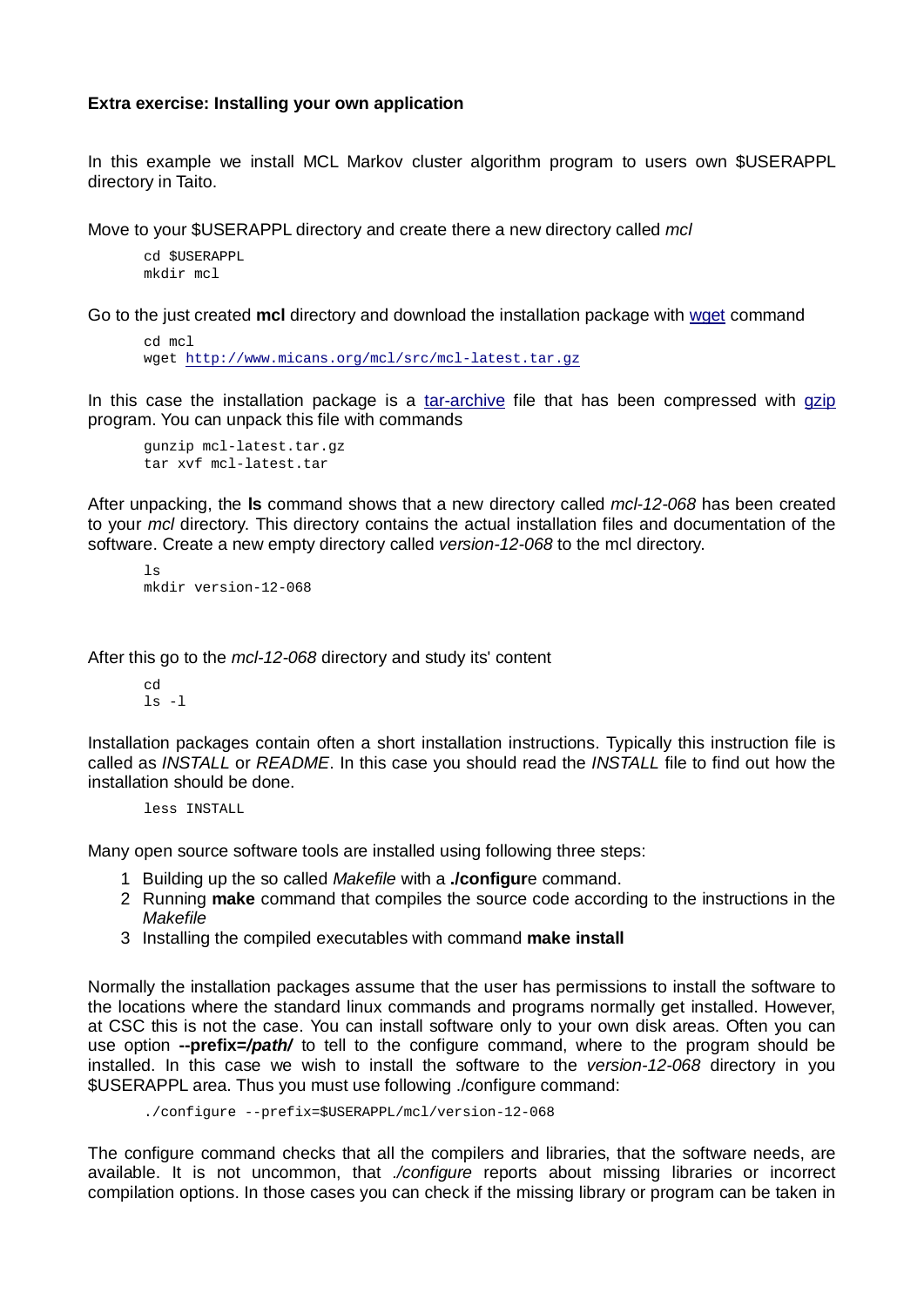**Extra exercise: Installing your own application**

In this example we install MCL Markov cluster algorithm program to users own $USERAPPL directory in Taito.

Move to your $USERAPPL directory and create there a new directory called *mcl*

```
cd $USERAPPL
mkdir mcl
```

Go to the just created **mcl** directory and download the installation package with wget command

```
cd mcl
wget http://www.micans.org/mcl/src/mcl-latest.tar.gz
```

In this case the installation package is a tar-archive file that has been compressed with gzip program. You can unpack this file with commands

```
gunzip mcl-latest.tar.gz
tar xvf mcl-latest.tar
```

After unpacking, the **ls** command shows that a new directory called *mcl-12-068* has been created to your *mcl* directory. This directory contains the actual installation files and documentation of the software. Create a new empty directory called *version-12-068* to the mcl directory.

```
ls
mkdir version-12-068
```

After this go to the *mcl-12-068* directory and study its' content

```
cd
ls -l
```

Installation packages contain often a short installation instructions. Typically this instruction file is called as *INSTALL* or *README*. In this case you should read the *INSTALL* file to find out how the installation should be done.

```
less INSTALL
```

Many open source software tools are installed using following three steps:

1. Building up the so called *Makefile* with a **./configur**e command.
2. Running **make** command that compiles the source code according to the instructions in the *Makefile*
3. Installing the compiled executables with command **make install**

Normally the installation packages assume that the user has permissions to install the software to the locations where the standard linux commands and programs normally get installed. However, at CSC this is not the case. You can install software only to your own disk areas. Often you can use option **--prefix=/*path/*** to tell to the configure command, where to the program should be installed. In this case we wish to install the software to the *version-12-068* directory in you $USERAPPL area. Thus you must use following ./configure command:

```
./configure --prefix=$USERAPPL/mcl/version-12-068
```

The configure command checks that all the compilers and libraries, that the software needs, are available. It is not uncommon, that *./configure* reports about missing libraries or incorrect compilation options. In those cases you can check if the missing library or program can be taken in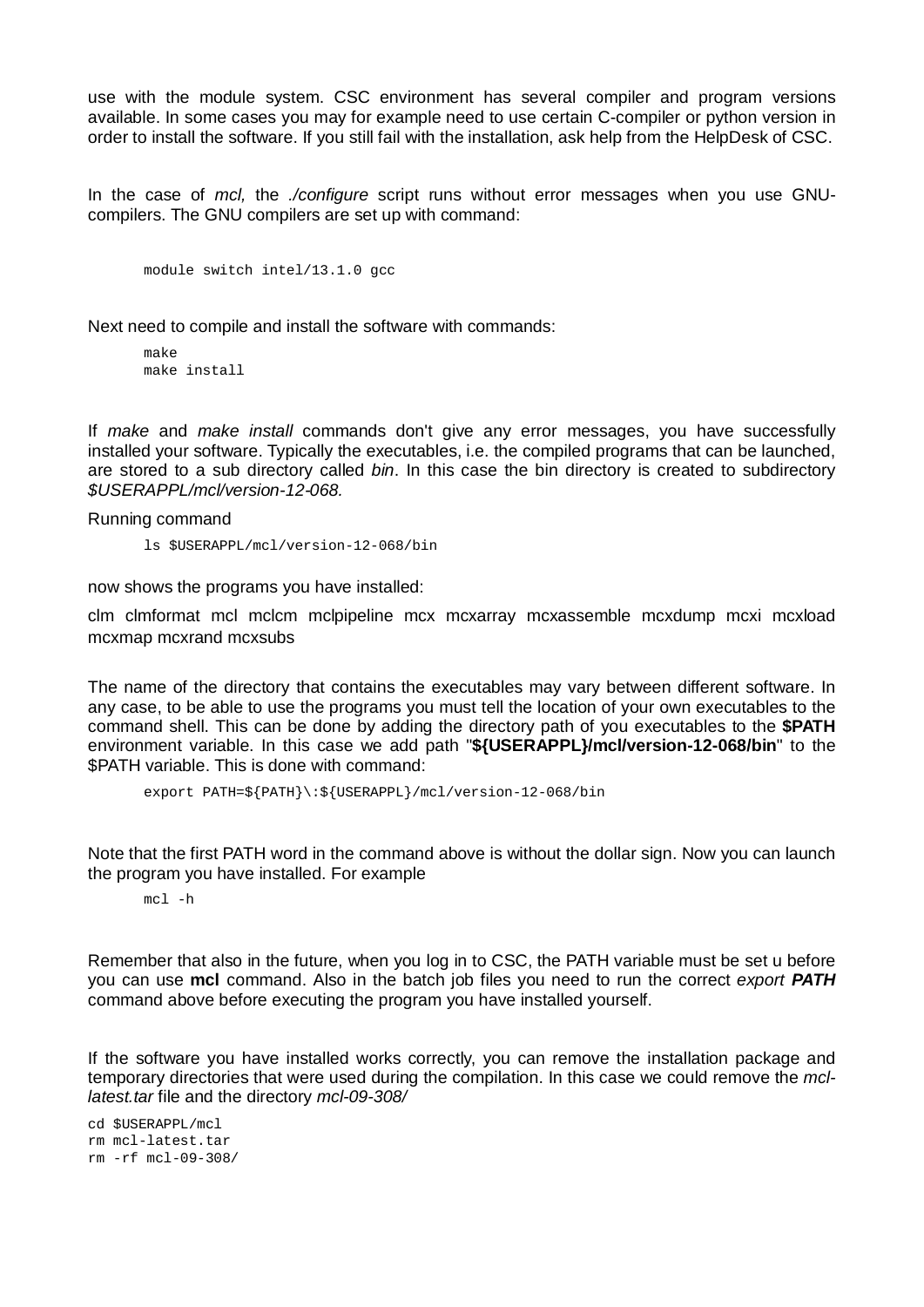use with the module system. CSC environment has several compiler and program versions available. In some cases you may for example need to use certain C-compiler or python version in order to install the software. If you still fail with the installation, ask help from the HelpDesk of CSC.

In the case of *mcl,* the *./configure* script runs without error messages when you use GNU-compilers. The GNU compilers are set up with command:

```
module switch intel/13.1.0 gcc
```

Next need to compile and install the software with commands:

```
make
make install
```

If *make* and *make install* commands don't give any error messages, you have successfully installed your software. Typically the executables, i.e. the compiled programs that can be launched, are stored to a sub directory called *bin*. In this case the bin directory is created to subdirectory *$USERAPPL/mcl/version-12-068.*

Running command

```
ls $USERAPPL/mcl/version-12-068/bin
```

now shows the programs you have installed:

clm clmformat mcl mclcm mclpipeline mcx mcxarray mcxassemble mcxdump mcxi mcxload mcxmap mcxrand mcxsubs

The name of the directory that contains the executables may vary between different software. In any case, to be able to use the programs you must tell the location of your own executables to the command shell. This can be done by adding the directory path of you executables to the **$PATH** environment variable. In this case we add path "**${USERAPPL}/mcl/version-12-068/bin**" to the $PATH variable. This is done with command:

```
export PATH=${PATH}\:${USERAPPL}/mcl/version-12-068/bin
```

Note that the first PATH word in the command above is without the dollar sign. Now you can launch the program you have installed. For example

```
mcl -h
```

Remember that also in the future, when you log in to CSC, the PATH variable must be set u before you can use **mcl** command. Also in the batch job files you need to run the correct *export **PATH*** command above before executing the program you have installed yourself.

If the software you have installed works correctly, you can remove the installation package and temporary directories that were used during the compilation. In this case we could remove the *mcl-latest.tar* file and the directory *mcl-09-308/*

```
cd $USERAPPL/mcl
rm mcl-latest.tar
rm -rf mcl-09-308/
```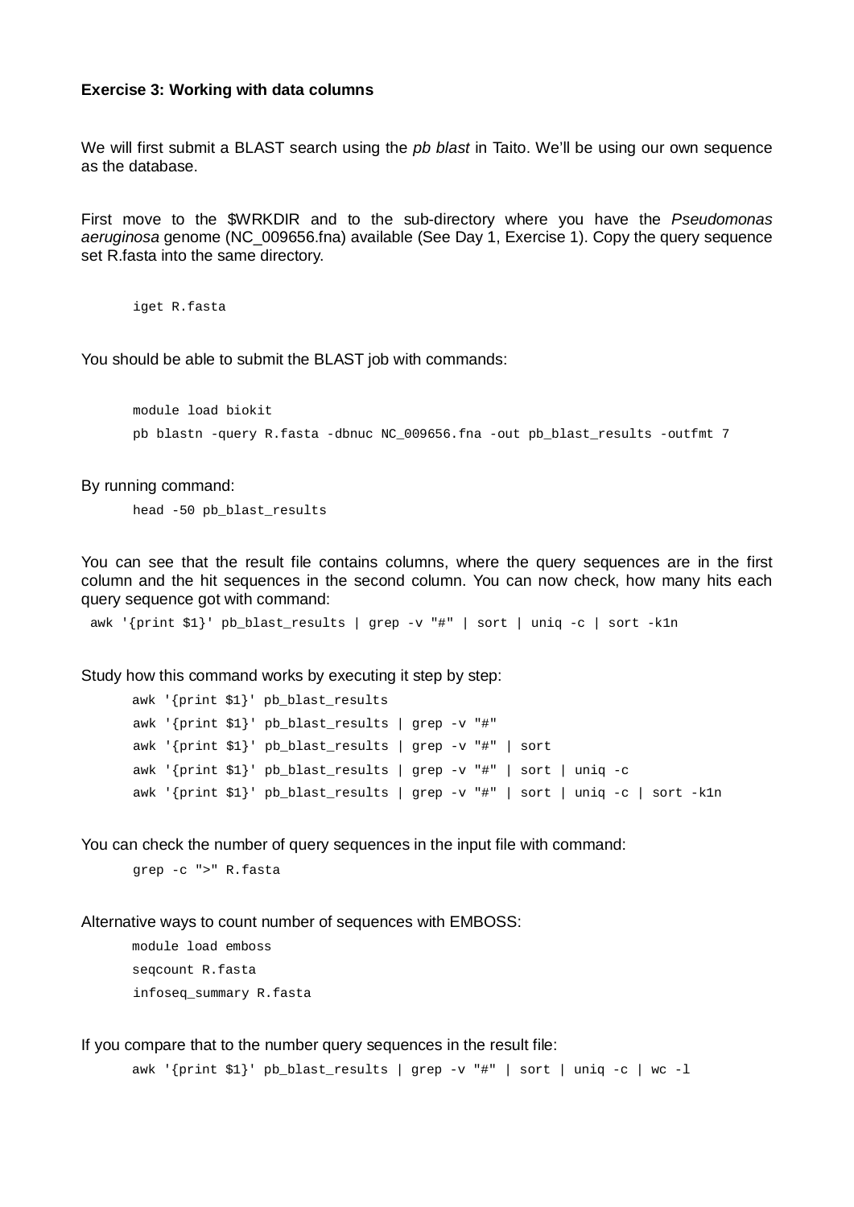**Exercise 3: Working with data columns**

We will first submit a BLAST search using the *pb blast* in Taito. We'll be using our own sequence as the database.

First move to the $WRKDIR and to the sub-directory where you have the *Pseudomonas aeruginosa* genome (NC_009656.fna) available (See Day 1, Exercise 1). Copy the query sequence set R.fasta into the same directory.

```
iget R.fasta
```

You should be able to submit the BLAST job with commands:

```
module load biokit
pb blastn -query R.fasta -dbnuc NC_009656.fna -out pb_blast_results -outfmt 7
```

By running command:

```
head -50 pb_blast_results
```

You can see that the result file contains columns, where the query sequences are in the first column and the hit sequences in the second column. You can now check, how many hits each query sequence got with command:

```
awk '{print $1}' pb_blast_results | grep -v "#" | sort | uniq -c | sort -k1n
```

Study how this command works by executing it step by step:

```
awk '{print $1}' pb_blast_results
awk '{print $1}' pb_blast_results | grep -v "#"
awk '{print $1}' pb_blast_results | grep -v "#" | sort
awk '{print $1}' pb_blast_results | grep -v "#" | sort | uniq -c
awk '{print $1}' pb_blast_results | grep -v "#" | sort | uniq -c | sort -k1n
```

You can check the number of query sequences in the input file with command:

```
grep -c ">" R.fasta
```

Alternative ways to count number of sequences with EMBOSS:

```
module load emboss
seqcount R.fasta
infoseq_summary R.fasta
```

If you compare that to the number query sequences in the result file:

```
awk '{print $1}' pb_blast_results | grep -v "#" | sort | uniq -c | wc -l
```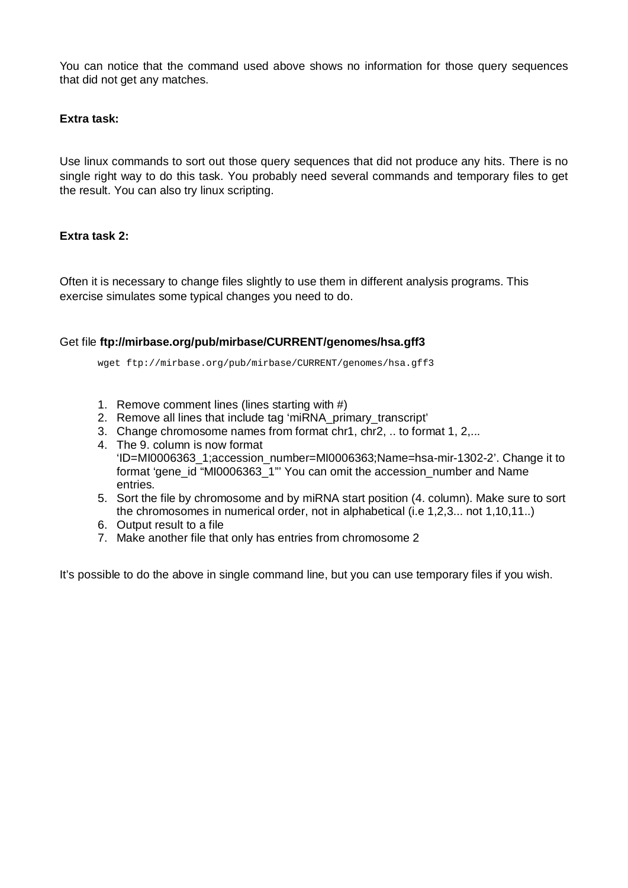You can notice that the command used above shows no information for those query sequences that did not get any matches.

**Extra task:**

Use linux commands to sort out those query sequences that did not produce any hits. There is no single right way to do this task. You probably need several commands and temporary files to get the result. You can also try linux scripting.

**Extra task 2:**

Often it is necessary to change files slightly to use them in different analysis programs. This exercise simulates some typical changes you need to do.

Get file **ftp://mirbase.org/pub/mirbase/CURRENT/genomes/hsa.gff3**

```
wget ftp://mirbase.org/pub/mirbase/CURRENT/genomes/hsa.gff3
```

1. Remove comment lines (lines starting with #)
2. Remove all lines that include tag 'miRNA_primary_transcript'
3. Change chromosome names from format chr1, chr2, .. to format 1, 2,...
4. The 9. column is now format 'ID=MI0006363_1;accession_number=MI0006363;Name=hsa-mir-1302-2'. Change it to format 'gene_id "MI0006363_1"' You can omit the accession_number and Name entries.
5. Sort the file by chromosome and by miRNA start position (4. column). Make sure to sort the chromosomes in numerical order, not in alphabetical (i.e 1,2,3... not 1,10,11..)
6. Output result to a file
7. Make another file that only has entries from chromosome 2

It's possible to do the above in single command line, but you can use temporary files if you wish.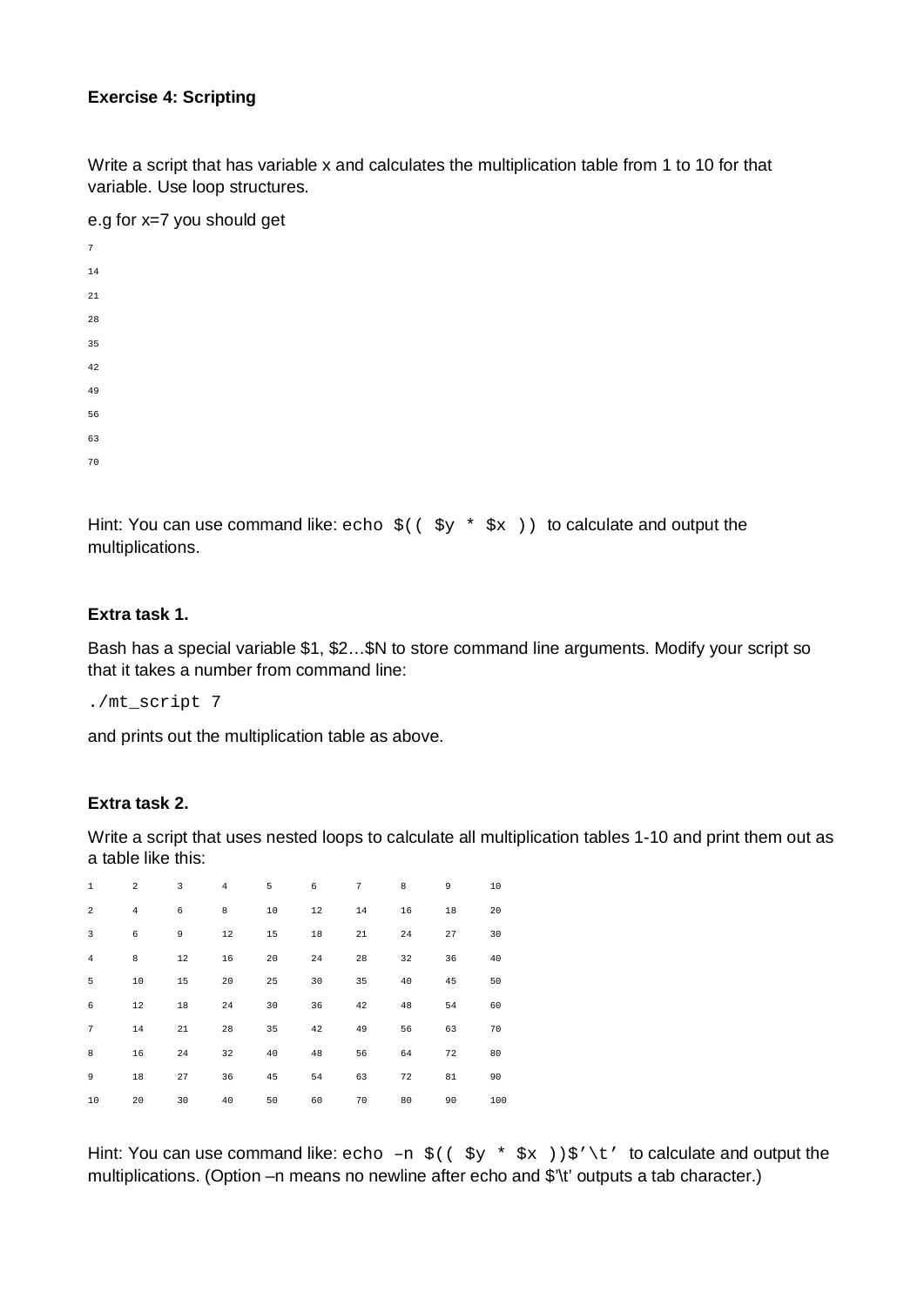**Exercise 4: Scripting**

Write a script that has variable x and calculates the multiplication table from 1 to 10 for that variable. Use loop structures.

e.g for x=7 you should get

```
7
14
21
28
35
42
49
56
63
70
```

Hint: You can use command like: `echo $(( $y * $x ))` to calculate and output the multiplications.

**Extra task 1.**

Bash has a special variable $1, $2…$N to store command line arguments. Modify your script so that it takes a number from command line:

```
./mt_script 7
```

and prints out the multiplication table as above.

**Extra task 2.**

Write a script that uses nested loops to calculate all multiplication tables 1-10 and print them out as a table like this:

```
1	2	3	4	5	6	7	8	9	10
2	4	6	8	10	12	14	16	18	20
3	6	9	12	15	18	21	24	27	30
4	8	12	16	20	24	28	32	36	40
5	10	15	20	25	30	35	40	45	50
6	12	18	24	30	36	42	48	54	60
7	14	21	28	35	42	49	56	63	70
8	16	24	32	40	48	56	64	72	80
9	18	27	36	45	54	63	72	81	90
10	20	30	40	50	60	70	80	90	100
```

Hint: You can use command like: `echo –n $(( $y * $x ))$’\t’` to calculate and output the multiplications. (Option –n means no newline after echo and $'\t' outputs a tab character.)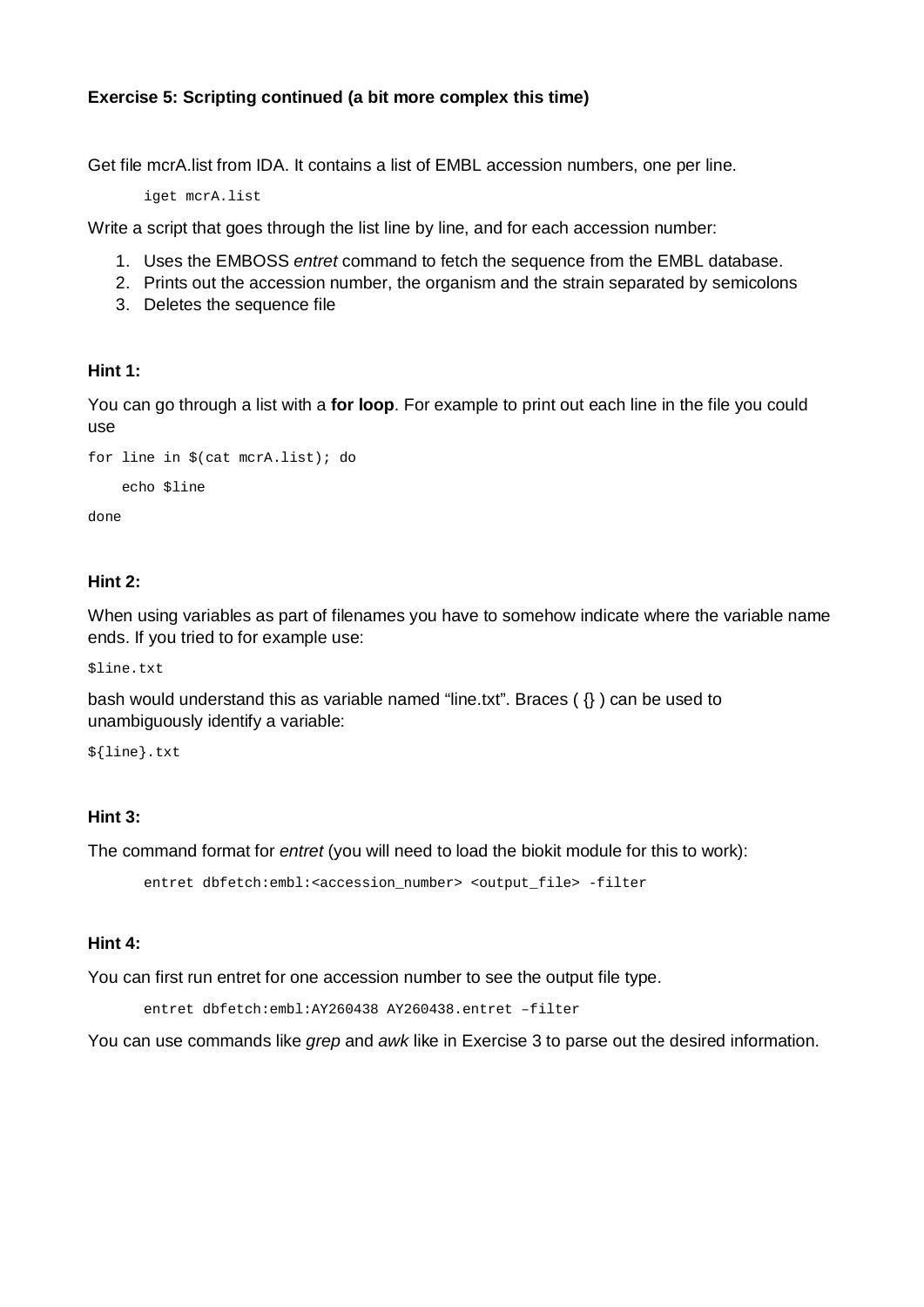**Exercise 5: Scripting continued (a bit more complex this time)**

Get file mcrA.list from IDA. It contains a list of EMBL accession numbers, one per line.

```
iget mcrA.list
```

Write a script that goes through the list line by line, and for each accession number:

1. Uses the EMBOSS *entret* command to fetch the sequence from the EMBL database.
2. Prints out the accession number, the organism and the strain separated by semicolons
3. Deletes the sequence file

**Hint 1:**

You can go through a list with a **for loop**. For example to print out each line in the file you could use

```
for line in $(cat mcrA.list); do
    echo $line
done
```

**Hint 2:**

When using variables as part of filenames you have to somehow indicate where the variable name ends. If you tried to for example use:

```
$line.txt
```

bash would understand this as variable named “line.txt”. Braces ( {} ) can be used to unambiguously identify a variable:

```
${line}.txt
```

**Hint 3:**

The command format for *entret* (you will need to load the biokit module for this to work):

```
entret dbfetch:embl:<accession_number> <output_file> -filter
```

**Hint 4:**

You can first run entret for one accession number to see the output file type.

```
entret dbfetch:embl:AY260438 AY260438.entret –filter
```

You can use commands like *grep* and *awk* like in Exercise 3 to parse out the desired information.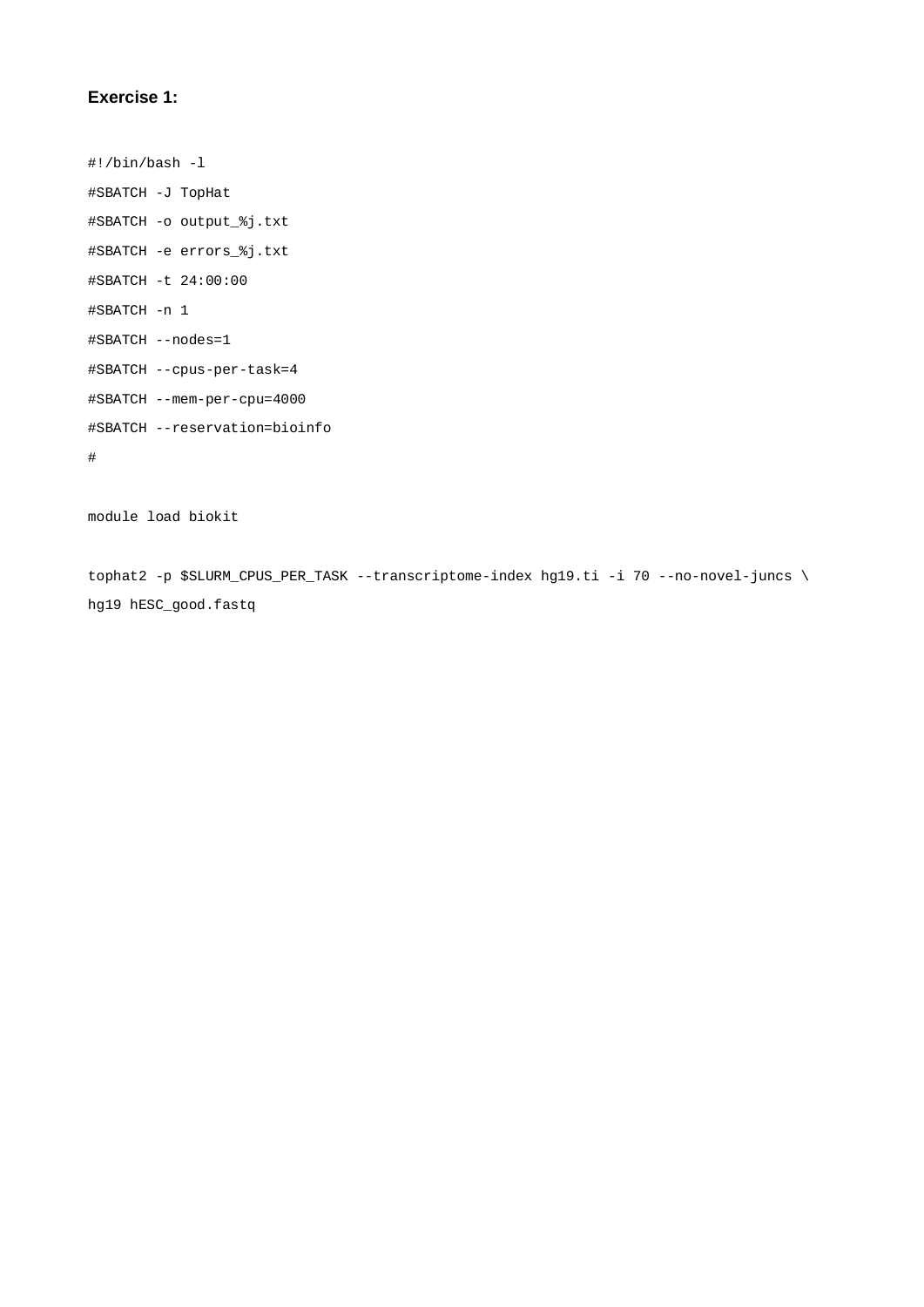**Exercise 1:**

```
#!/bin/bash -l
#SBATCH -J TopHat
#SBATCH -o output_%j.txt
#SBATCH -e errors_%j.txt
#SBATCH -t 24:00:00
#SBATCH -n 1
#SBATCH --nodes=1
#SBATCH --cpus-per-task=4
#SBATCH --mem-per-cpu=4000
#SBATCH --reservation=bioinfo
#

module load biokit

tophat2 -p $SLURM_CPUS_PER_TASK --transcriptome-index hg19.ti -i 70 --no-novel-juncs \
hg19 hESC_good.fastq
```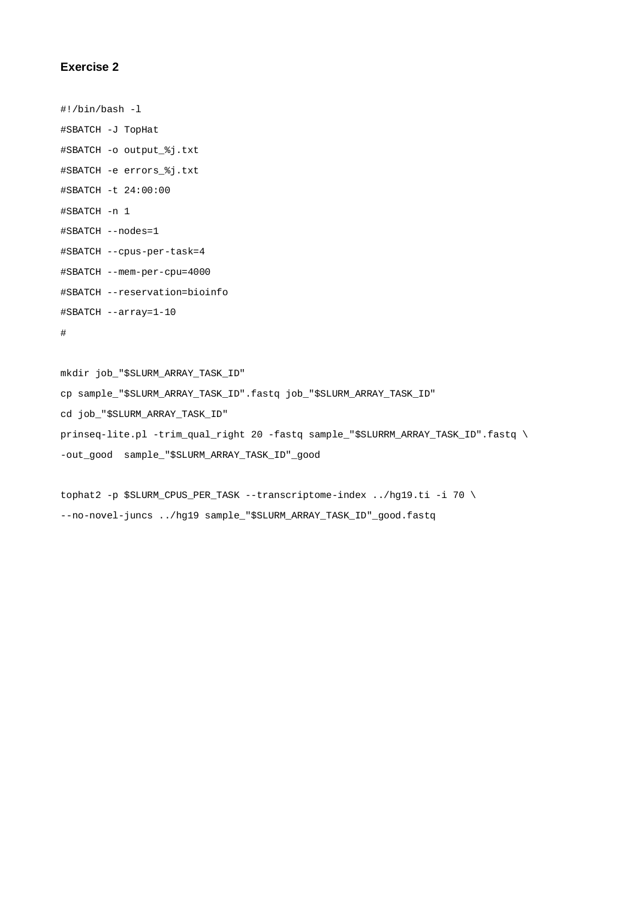**Exercise 2**

```
#!/bin/bash -l
#SBATCH -J TopHat
#SBATCH -o output_%j.txt
#SBATCH -e errors_%j.txt
#SBATCH -t 24:00:00
#SBATCH -n 1
#SBATCH --nodes=1
#SBATCH --cpus-per-task=4
#SBATCH --mem-per-cpu=4000
#SBATCH --reservation=bioinfo
#SBATCH --array=1-10
#

mkdir job_"$SLURM_ARRAY_TASK_ID"
cp sample_"$SLURM_ARRAY_TASK_ID".fastq job_"$SLURM_ARRAY_TASK_ID"
cd job_"$SLURM_ARRAY_TASK_ID"
prinseq-lite.pl -trim_qual_right 20 -fastq sample_"$SLURRM_ARRAY_TASK_ID".fastq \
-out_good  sample_"$SLURM_ARRAY_TASK_ID"_good

tophat2 -p $SLURM_CPUS_PER_TASK --transcriptome-index ../hg19.ti -i 70 \
--no-novel-juncs ../hg19 sample_"$SLURM_ARRAY_TASK_ID"_good.fastq
```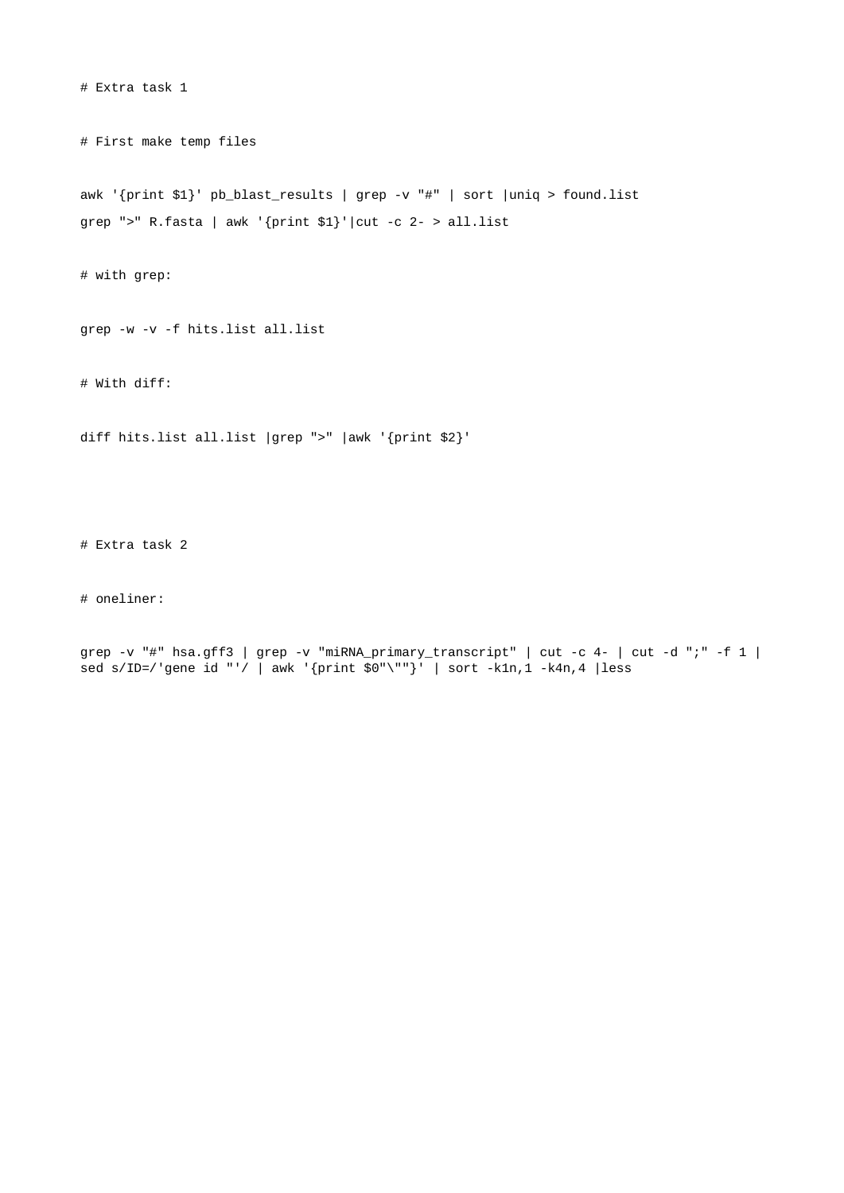```
# Extra task 1

# First make temp files

awk '{print $1}' pb_blast_results | grep -v "#" | sort |uniq > found.list
grep ">" R.fasta | awk '{print $1}'|cut -c 2- > all.list

# with grep:

grep -w -v -f hits.list all.list

# With diff:

diff hits.list all.list |grep ">" |awk '{print $2}'




# Extra task 2

# oneliner:

grep -v "#" hsa.gff3 | grep -v "miRNA_primary_transcript" | cut -c 4- | cut -d ";" -f 1 |
sed s/ID=/'gene id "'/ | awk '{print $0"\""}' | sort -k1n,1 -k4n,4 |less
```